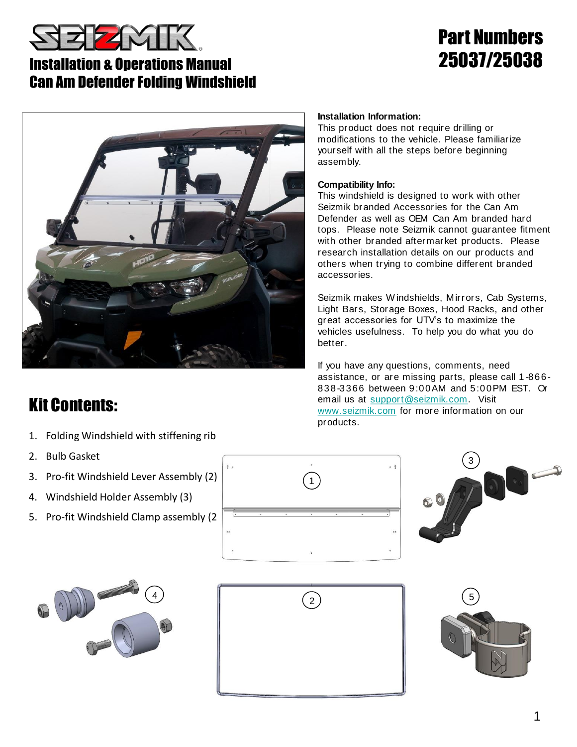# Installation & Operations Manual
# Can Am Defender Folding Windshield

## Part Numbers 25037/25038

**Installation Information:**
This product does not require drilling or modifications to the vehicle. Please familiarize yourself with all the steps before beginning assembly.

**Compatibility Info:**
This windshield is designed to work with other Seizmik branded Accessories for the Can Am Defender as well as OEM Can Am branded hard tops. Please note Seizmik cannot guarantee fitment with other branded aftermarket products. Please research installation details on our products and others when trying to combine different branded accessories.

Seizmik makes Windshields, Mirrors, Cab Systems, Light Bars, Storage Boxes, Hood Racks, and other great accessories for UTV's to maximize the vehicles usefulness. To help you do what you do better.

If you have any questions, comments, need assistance, or are missing parts, please call 1-866-838-3366 between 9:00AM and 5:00PM EST. Or email us at support@seizmik.com. Visit www.seizmik.com for more information on our products.

## Kit Contents:

1. Folding Windshield with stiffening rib
2. Bulb Gasket
3. Pro-fit Windshield Lever Assembly (2)
4. Windshield Holder Assembly (3)
5. Pro-fit Windshield Clamp assembly (2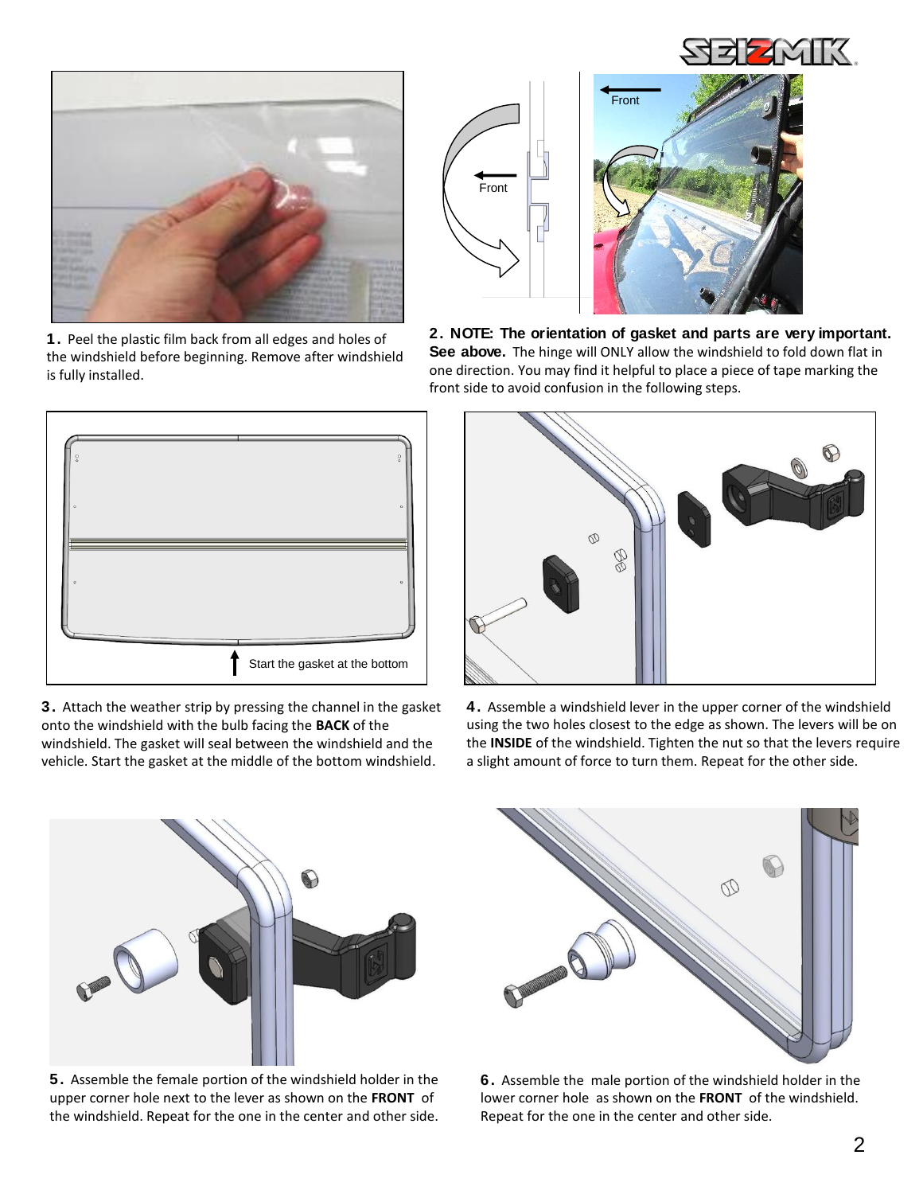**1.** Peel the plastic film back from all edges and holes of the windshield before beginning. Remove after windshield is fully installed.

**2. NOTE: The orientation of gasket and parts are very important. See above.** The hinge will ONLY allow the windshield to fold down flat in one direction. You may find it helpful to place a piece of tape marking the front side to avoid confusion in the following steps.

**3.** Attach the weather strip by pressing the channel in the gasket onto the windshield with the bulb facing the **BACK** of the windshield. The gasket will seal between the windshield and the vehicle. Start the gasket at the middle of the bottom windshield.

**4.** Assemble a windshield lever in the upper corner of the windshield using the two holes closest to the edge as shown. The levers will be on the **INSIDE** of the windshield. Tighten the nut so that the levers require a slight amount of force to turn them. Repeat for the other side.

**5.** Assemble the female portion of the windshield holder in the upper corner hole next to the lever as shown on the **FRONT** of the windshield. Repeat for the one in the center and other side.

**6.** Assemble the male portion of the windshield holder in the lower corner hole as shown on the **FRONT** of the windshield. Repeat for the one in the center and other side.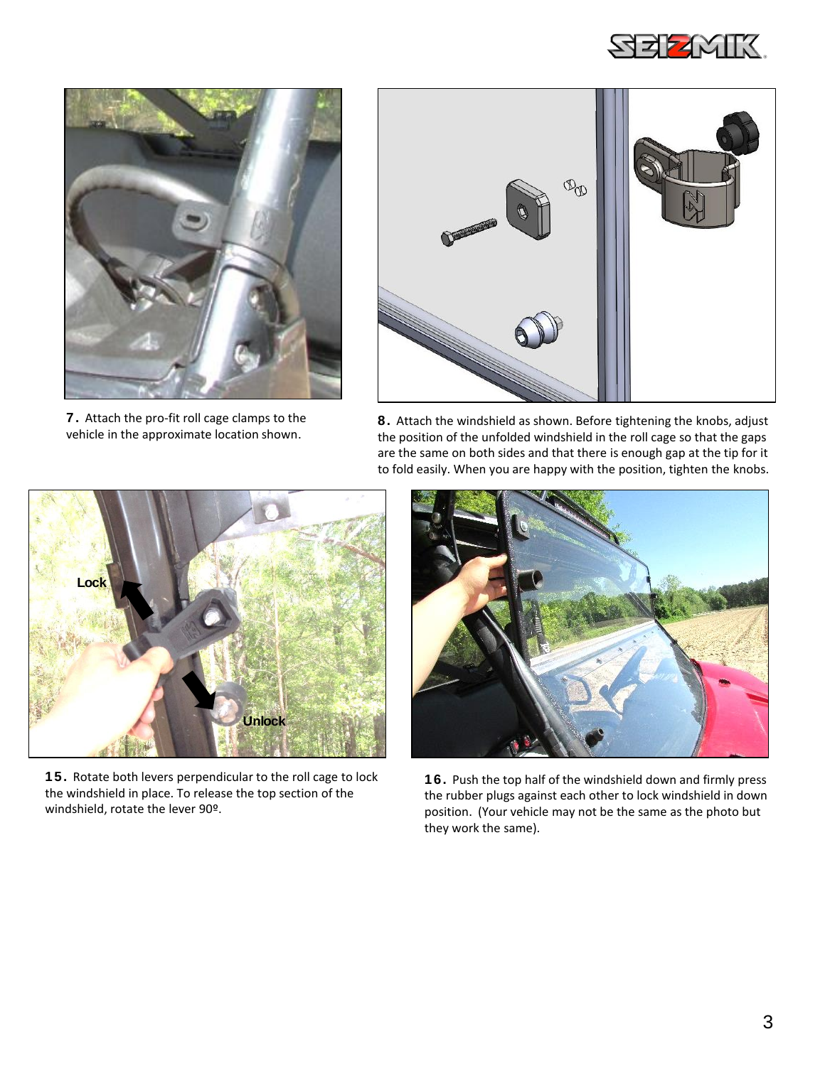**7.** Attach the pro-fit roll cage clamps to the vehicle in the approximate location shown.

**8.** Attach the windshield as shown. Before tightening the knobs, adjust the position of the unfolded windshield in the roll cage so that the gaps are the same on both sides and that there is enough gap at the tip for it to fold easily. When you are happy with the position, tighten the knobs.

Lock

Unlock

**15.** Rotate both levers perpendicular to the roll cage to lock the windshield in place. To release the top section of the windshield, rotate the lever 90º.

**16.** Push the top half of the windshield down and firmly press the rubber plugs against each other to lock windshield in down position. (Your vehicle may not be the same as the photo but they work the same).